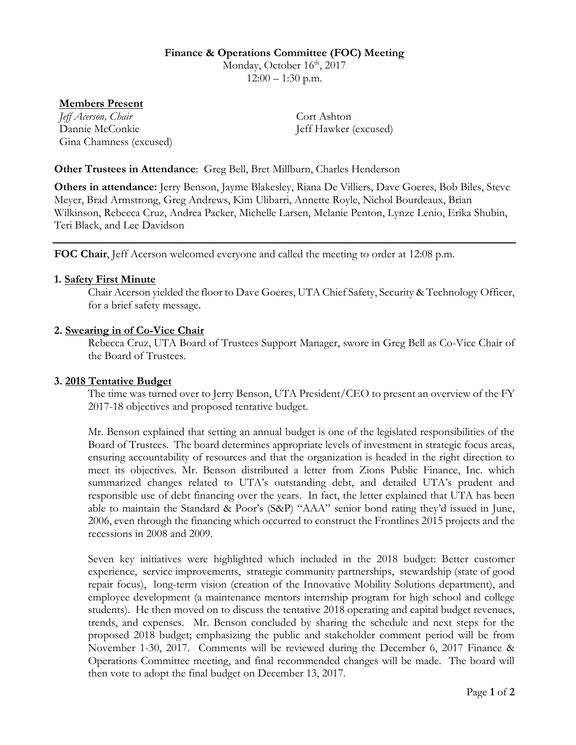**Finance & Operations Committee (FOC) Meeting**

Monday, October 16th, 2017

12:00 – 1:30 p.m.

**Members Present**

*Jeff Acerson, Chair*
Cort Ashton
Dannie McConkie
Jeff Hawker (excused)
Gina Chamness (excused)

**Other Trustees in Attendance**: Greg Bell, Bret Millburn, Charles Henderson

**Others in attendance:** Jerry Benson, Jayme Blakesley, Riana De Villiers, Dave Goeres, Bob Biles, Steve Meyer, Brad Armstrong, Greg Andrews, Kim Ulibarri, Annette Royle, Nichol Bourdeaux, Brian Wilkinson, Rebecca Cruz, Andrea Packer, Michelle Larsen, Melanie Penton, Lynze Lenio, Erika Shubin, Teri Black, and Lee Davidson

---

**FOC Chair**, Jeff Acerson welcomed everyone and called the meeting to order at 12:08 p.m.

**1. Safety First Minute**

Chair Acerson yielded the floor to Dave Goeres, UTA Chief Safety, Security & Technology Officer, for a brief safety message.

**2. Swearing in of Co-Vice Chair**

Rebecca Cruz, UTA Board of Trustees Support Manager, swore in Greg Bell as Co-Vice Chair of the Board of Trustees.

**3. 2018 Tentative Budget**

The time was turned over to Jerry Benson, UTA President/CEO to present an overview of the FY 2017-18 objectives and proposed tentative budget.

Mr. Benson explained that setting an annual budget is one of the legislated responsibilities of the Board of Trustees. The board determines appropriate levels of investment in strategic focus areas, ensuring accountability of resources and that the organization is headed in the right direction to meet its objectives. Mr. Benson distributed a letter from Zions Public Finance, Inc. which summarized changes related to UTA's outstanding debt, and detailed UTA's prudent and responsible use of debt financing over the years. In fact, the letter explained that UTA has been able to maintain the Standard & Poor's (S&P) "AAA" senior bond rating they'd issued in June, 2006, even through the financing which occurred to construct the Frontlines 2015 projects and the recessions in 2008 and 2009.

Seven key initiatives were highlighted which included in the 2018 budget: Better customer experience, service improvements, strategic community partnerships, stewardship (state of good repair focus), long-term vision (creation of the Innovative Mobility Solutions department), and employee development (a maintenance mentors internship program for high school and college students). He then moved on to discuss the tentative 2018 operating and capital budget revenues, trends, and expenses. Mr. Benson concluded by sharing the schedule and next steps for the proposed 2018 budget; emphasizing the public and stakeholder comment period will be from November 1-30, 2017. Comments will be reviewed during the December 6, 2017 Finance & Operations Committee meeting, and final recommended changes will be made. The board will then vote to adopt the final budget on December 13, 2017.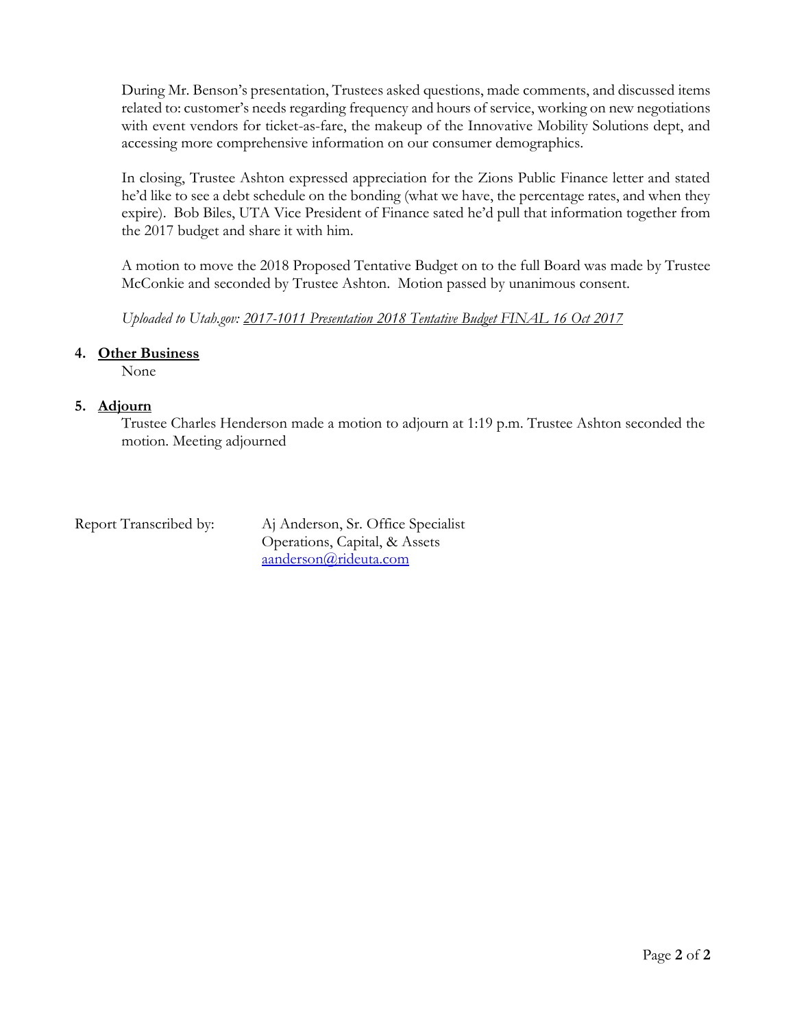During Mr. Benson's presentation, Trustees asked questions, made comments, and discussed items related to: customer's needs regarding frequency and hours of service, working on new negotiations with event vendors for ticket-as-fare, the makeup of the Innovative Mobility Solutions dept, and accessing more comprehensive information on our consumer demographics.

In closing, Trustee Ashton expressed appreciation for the Zions Public Finance letter and stated he'd like to see a debt schedule on the bonding (what we have, the percentage rates, and when they expire). Bob Biles, UTA Vice President of Finance sated he'd pull that information together from the 2017 budget and share it with him.

A motion to move the 2018 Proposed Tentative Budget on to the full Board was made by Trustee McConkie and seconded by Trustee Ashton. Motion passed by unanimous consent.

*Uploaded to Utah.gov: 2017-1011 Presentation 2018 Tentative Budget FINAL 16 Oct 2017*

**4. Other Business**

None

**5. Adjourn**

Trustee Charles Henderson made a motion to adjourn at 1:19 p.m. Trustee Ashton seconded the motion. Meeting adjourned

Report Transcribed by: Aj Anderson, Sr. Office Specialist
Operations, Capital, & Assets
aanderson@rideuta.com